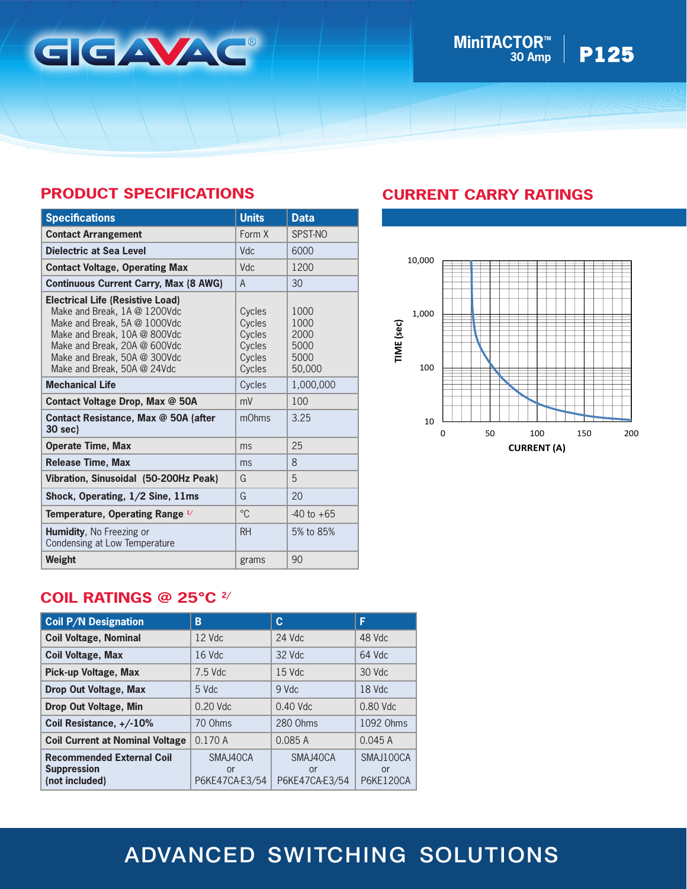# MiniTACTOR™ 30 Amp P125

## PRODUCT SPECIFICATIONS

| Specifications | Units | Data |
|---|---|---|
| **Contact Arrangement** | Form X | SPST-NO |
| **Dielectric at Sea Level** | Vdc | 6000 |
| **Contact Voltage, Operating Max** | Vdc | 1200 |
| **Continuous Current Carry, Max (8 AWG)** | A | 30 |
| **Electrical Life (Resistive Load)**<br>Make and Break, 1A @ 1200Vdc<br>Make and Break, 5A @ 1000Vdc<br>Make and Break, 10A @ 800Vdc<br>Make and Break, 20A @ 600Vdc<br>Make and Break, 50A @ 300Vdc<br>Make and Break, 50A @ 24Vdc | <br>Cycles<br>Cycles<br>Cycles<br>Cycles<br>Cycles<br>Cycles | <br>1000<br>1000<br>2000<br>5000<br>5000<br>50,000 |
| **Mechanical Life** | Cycles | 1,000,000 |
| **Contact Voltage Drop, Max @ 50A** | mV | 100 |
| **Contact Resistance, Max @ 50A (after 30 sec)** | mOhms | 3.25 |
| **Operate Time, Max** | ms | 25 |
| **Release Time, Max** | ms | 8 |
| **Vibration, Sinusoidal (50-200Hz Peak)** | G | 5 |
| **Shock, Operating, 1/2 Sine, 11ms** | G | 20 |
| **Temperature, Operating Range** [1/] | °C | -40 to +65 |
| **Humidity**, No Freezing or Condensing at Low Temperature | RH | 5% to 85% |
| **Weight** | grams | 90 |

## CURRENT CARRY RATINGS

TIME (sec) vs. CURRENT (A) — Time axis: 10, 100, 1,000, 10,000; Current axis: 0, 50, 100, 150, 200

## COIL RATINGS @ 25°C [2/]

| Coil P/N Designation | B | C | F |
|---|---|---|---|
| **Coil Voltage, Nominal** | 12 Vdc | 24 Vdc | 48 Vdc |
| **Coil Voltage, Max** | 16 Vdc | 32 Vdc | 64 Vdc |
| **Pick-up Voltage, Max** | 7.5 Vdc | 15 Vdc | 30 Vdc |
| **Drop Out Voltage, Max** | 5 Vdc | 9 Vdc | 18 Vdc |
| **Drop Out Voltage, Min** | 0.20 Vdc | 0.40 Vdc | 0.80 Vdc |
| **Coil Resistance, +/-10%** | 70 Ohms | 280 Ohms | 1092 Ohms |
| **Coil Current at Nominal Voltage** | 0.170 A | 0.085 A | 0.045 A |
| **Recommended External Coil Suppression (not included)** | SMAJ40CA or P6KE47CA-E3/54 | SMAJ40CA or P6KE47CA-E3/54 | SMAJ100CA or P6KE120CA |

ADVANCED SWITCHING SOLUTIONS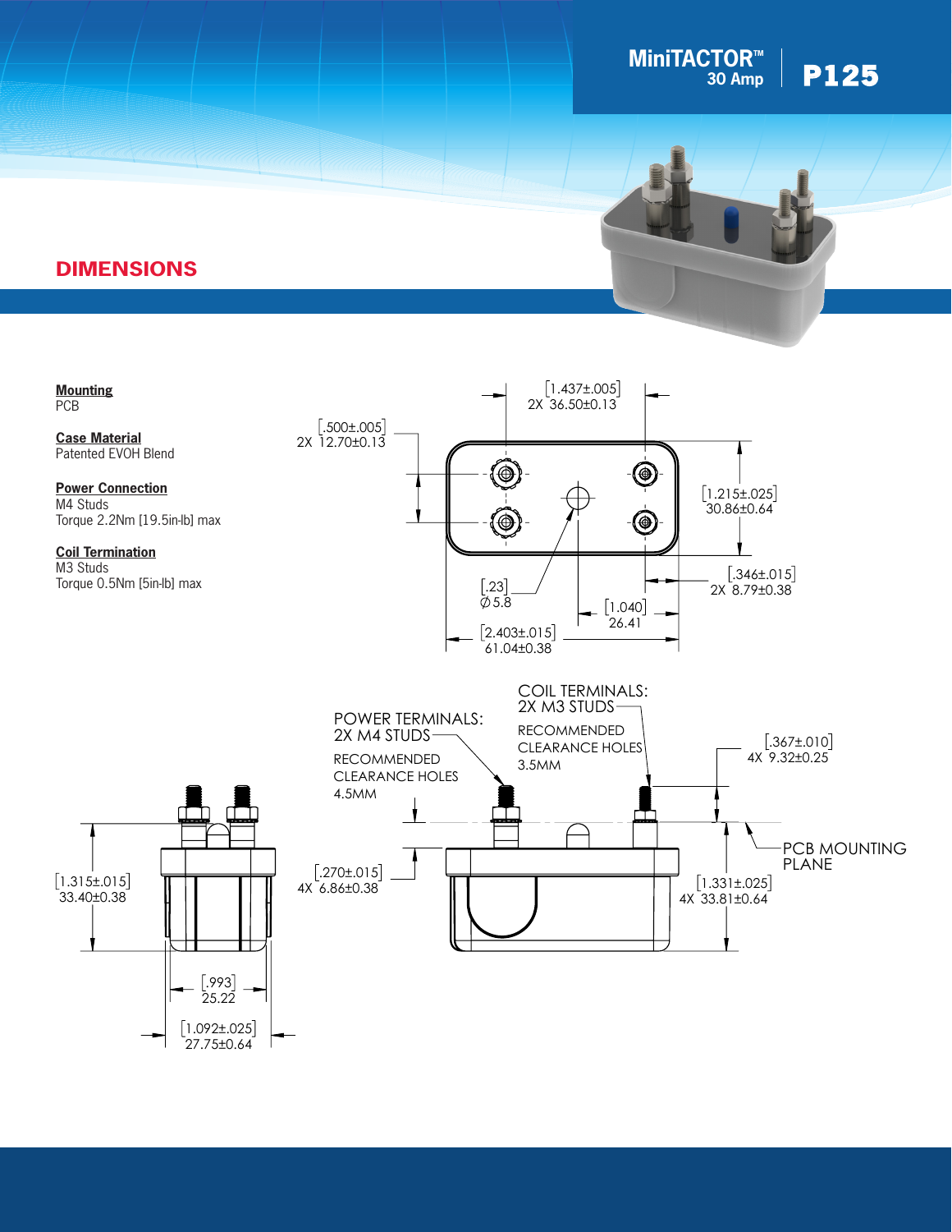MiniTACTOR™ 30 Amp | P125

## DIMENSIONS

**Mounting**
PCB

**Case Material**
Patented EVOH Blend

**Power Connection**
M4 Studs
Torque 2.2Nm [19.5in-lb] max

**Coil Termination**
M3 Studs
Torque 0.5Nm [5in-lb] max

[1.437±.005]
2X 36.50±0.13

[.500±.005]
2X 12.70±0.13

[1.215±.025]
30.86±0.64

[.346±.015]
2X 8.79±0.38

[.23]
∅5.8

[1.040]
26.41

[2.403±.015]
61.04±0.38

POWER TERMINALS:
2X M4 STUDS
RECOMMENDED CLEARANCE HOLES 4.5MM

COIL TERMINALS:
2X M3 STUDS
RECOMMENDED CLEARANCE HOLES 3.5MM

[.367±.010]
4X 9.32±0.25

PCB MOUNTING PLANE

[.270±.015]
4X 6.86±0.38

[1.331±.025]
4X 33.81±0.64

[1.315±.015]
33.40±0.38

[.993]
25.22

[1.092±.025]
27.75±0.64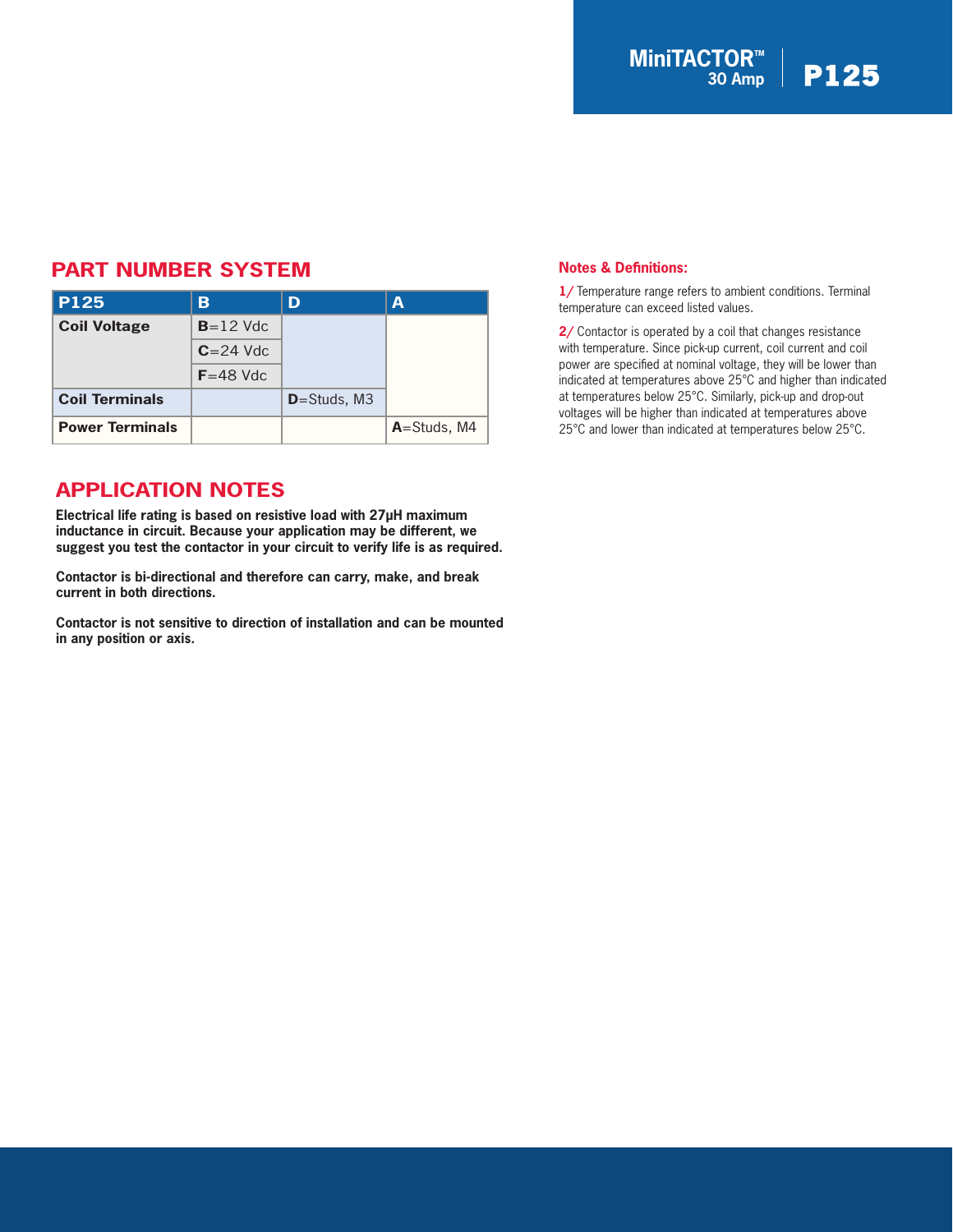## PART NUMBER SYSTEM

| P125 | B | D | A |
|---|---|---|---|
| **Coil Voltage** | **B**=12 Vdc | | |
| | **C**=24 Vdc | | |
| | **F**=48 Vdc | | |
| **Coil Terminals** | | **D**=Studs, M3 | |
| **Power Terminals** | | | **A**=Studs, M4 |

## APPLICATION NOTES

**Electrical life rating is based on resistive load with 27µH maximum inductance in circuit. Because your application may be different, we suggest you test the contactor in your circuit to verify life is as required.**

**Contactor is bi-directional and therefore can carry, make, and break current in both directions.**

**Contactor is not sensitive to direction of installation and can be mounted in any position or axis.**

### Notes & Definitions:

1/ Temperature range refers to ambient conditions. Terminal temperature can exceed listed values.

2/ Contactor is operated by a coil that changes resistance with temperature. Since pick-up current, coil current and coil power are specified at nominal voltage, they will be lower than indicated at temperatures above 25°C and higher than indicated at temperatures below 25°C. Similarly, pick-up and drop-out voltages will be higher than indicated at temperatures above 25°C and lower than indicated at temperatures below 25°C.